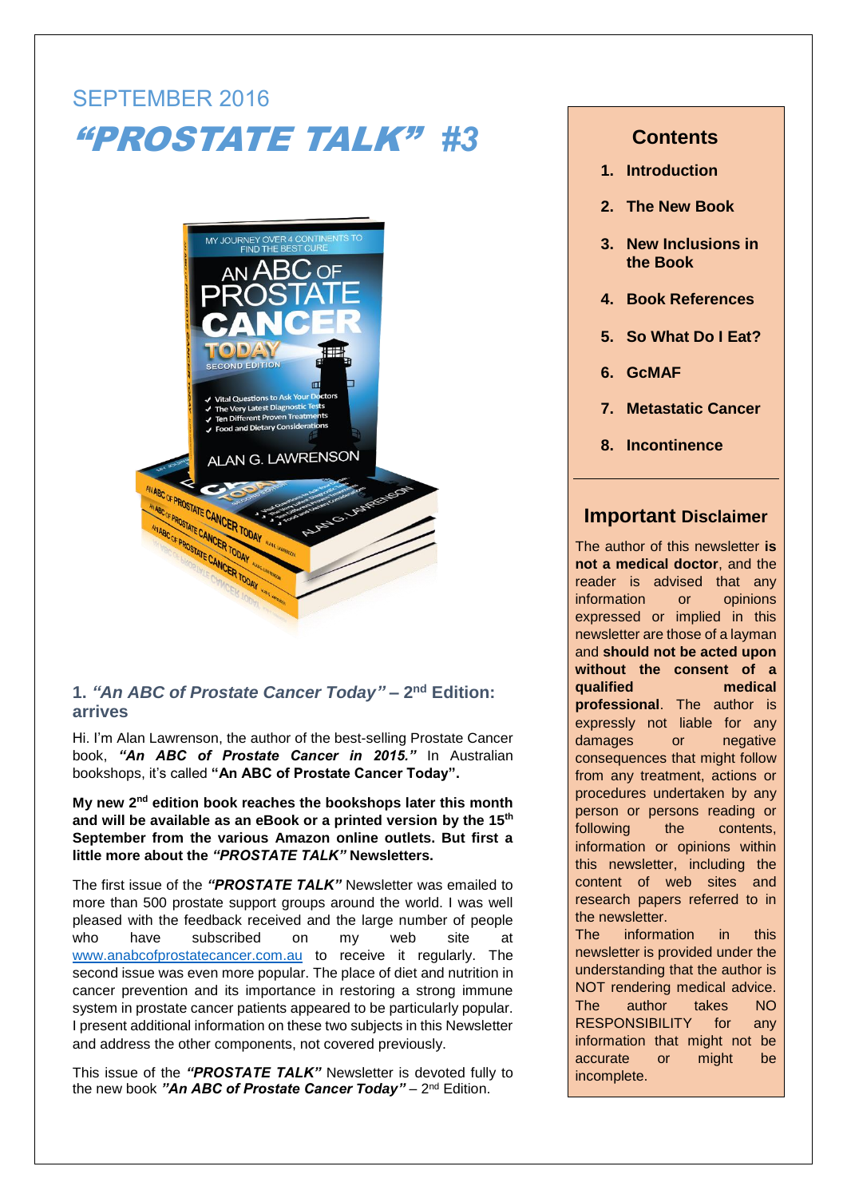SEPTEMBER 2016

# *"PROSTATE TALK"* #3

## 1. *"An ABC of Prostate Cancer Today"* – 2nd Edition: arrives

Hi. I'm Alan Lawrenson, the author of the best-selling Prostate Cancer book, ***"An ABC of Prostate Cancer in 2015."*** In Australian bookshops, it's called **"An ABC of Prostate Cancer Today".**

**My new 2nd edition book reaches the bookshops later this month and will be available as an eBook or a printed version by the 15th September from the various Amazon online outlets. But first a little more about the *"PROSTATE TALK"* Newsletters.**

The first issue of the ***"PROSTATE TALK"*** Newsletter was emailed to more than 500 prostate support groups around the world. I was well pleased with the feedback received and the large number of people who have subscribed on my web site at www.anabcofprostatecancer.com.au to receive it regularly. The second issue was even more popular. The place of diet and nutrition in cancer prevention and its importance in restoring a strong immune system in prostate cancer patients appeared to be particularly popular. I present additional information on these two subjects in this Newsletter and address the other components, not covered previously.

This issue of the ***"PROSTATE TALK"*** Newsletter is devoted fully to the new book ***"An ABC of Prostate Cancer Today"*** – 2nd Edition.

## Contents

1. **Introduction**
2. **The New Book**
3. **New Inclusions in the Book**
4. **Book References**
5. **So What Do I Eat?**
6. **GcMAF**
7. **Metastatic Cancer**
8. **Incontinence**

## Important Disclaimer

The author of this newsletter **is not a medical doctor**, and the reader is advised that any information or opinions expressed or implied in this newsletter are those of a layman and **should not be acted upon without the consent of a qualified medical professional**. The author is expressly not liable for any damages or negative consequences that might follow from any treatment, actions or procedures undertaken by any person or persons reading or following the contents, information or opinions within this newsletter, including the content of web sites and research papers referred to in the newsletter.

The information in this newsletter is provided under the understanding that the author is NOT rendering medical advice. The author takes NO RESPONSIBILITY for any information that might not be accurate or might be incomplete.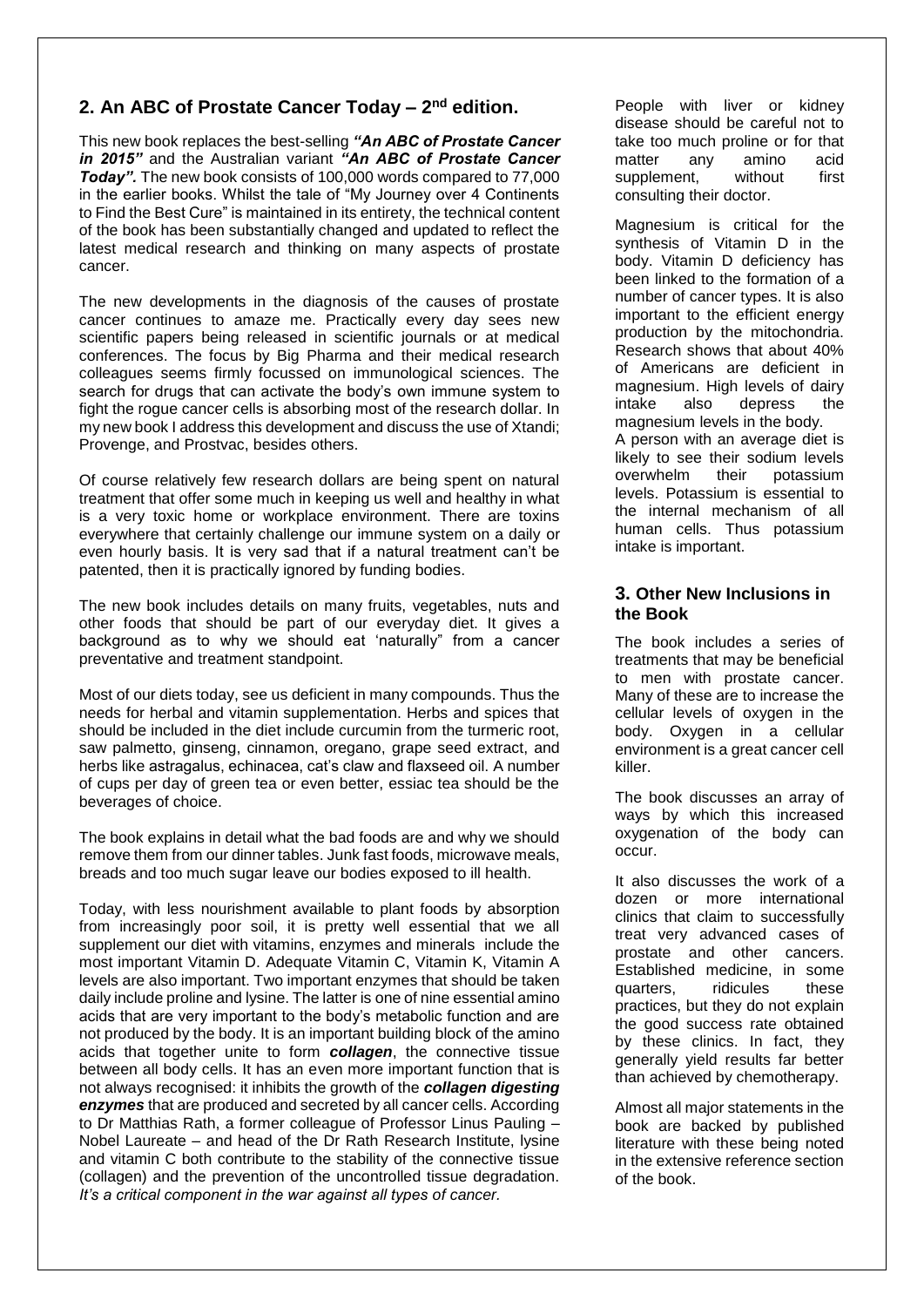## 2. An ABC of Prostate Cancer Today – 2nd edition.

This new book replaces the best-selling ***"An ABC of Prostate Cancer in 2015"*** and the Australian variant ***"An ABC of Prostate Cancer Today".*** The new book consists of 100,000 words compared to 77,000 in the earlier books. Whilst the tale of "My Journey over 4 Continents to Find the Best Cure" is maintained in its entirety, the technical content of the book has been substantially changed and updated to reflect the latest medical research and thinking on many aspects of prostate cancer.

The new developments in the diagnosis of the causes of prostate cancer continues to amaze me. Practically every day sees new scientific papers being released in scientific journals or at medical conferences. The focus by Big Pharma and their medical research colleagues seems firmly focussed on immunological sciences. The search for drugs that can activate the body's own immune system to fight the rogue cancer cells is absorbing most of the research dollar. In my new book I address this development and discuss the use of Xtandi; Provenge, and Prostvac, besides others.

Of course relatively few research dollars are being spent on natural treatment that offer some much in keeping us well and healthy in what is a very toxic home or workplace environment. There are toxins everywhere that certainly challenge our immune system on a daily or even hourly basis. It is very sad that if a natural treatment can't be patented, then it is practically ignored by funding bodies.

The new book includes details on many fruits, vegetables, nuts and other foods that should be part of our everyday diet. It gives a background as to why we should eat 'naturally" from a cancer preventative and treatment standpoint.

Most of our diets today, see us deficient in many compounds. Thus the needs for herbal and vitamin supplementation. Herbs and spices that should be included in the diet include curcumin from the turmeric root, saw palmetto, ginseng, cinnamon, oregano, grape seed extract, and herbs like astragalus, echinacea, cat's claw and flaxseed oil. A number of cups per day of green tea or even better, essiac tea should be the beverages of choice.

The book explains in detail what the bad foods are and why we should remove them from our dinner tables. Junk fast foods, microwave meals, breads and too much sugar leave our bodies exposed to ill health.

Today, with less nourishment available to plant foods by absorption from increasingly poor soil, it is pretty well essential that we all supplement our diet with vitamins, enzymes and minerals include the most important Vitamin D. Adequate Vitamin C, Vitamin K, Vitamin A levels are also important. Two important enzymes that should be taken daily include proline and lysine. The latter is one of nine essential amino acids that are very important to the body's metabolic function and are not produced by the body. It is an important building block of the amino acids that together unite to form ***collagen***, the connective tissue between all body cells. It has an even more important function that is not always recognised: it inhibits the growth of the ***collagen digesting enzymes*** that are produced and secreted by all cancer cells. According to Dr Matthias Rath, a former colleague of Professor Linus Pauling – Nobel Laureate – and head of the Dr Rath Research Institute, lysine and vitamin C both contribute to the stability of the connective tissue (collagen) and the prevention of the uncontrolled tissue degradation. *It's a critical component in the war against all types of cancer.*

People with liver or kidney disease should be careful not to take too much proline or for that matter any amino acid supplement, without first consulting their doctor.

Magnesium is critical for the synthesis of Vitamin D in the body. Vitamin D deficiency has been linked to the formation of a number of cancer types. It is also important to the efficient energy production by the mitochondria. Research shows that about 40% of Americans are deficient in magnesium. High levels of dairy intake also depress the magnesium levels in the body.

A person with an average diet is likely to see their sodium levels overwhelm their potassium levels. Potassium is essential to the internal mechanism of all human cells. Thus potassium intake is important.

## 3. Other New Inclusions in the Book

The book includes a series of treatments that may be beneficial to men with prostate cancer. Many of these are to increase the cellular levels of oxygen in the body. Oxygen in a cellular environment is a great cancer cell killer.

The book discusses an array of ways by which this increased oxygenation of the body can occur.

It also discusses the work of a dozen or more international clinics that claim to successfully treat very advanced cases of prostate and other cancers. Established medicine, in some quarters, ridicules these practices, but they do not explain the good success rate obtained by these clinics. In fact, they generally yield results far better than achieved by chemotherapy.

Almost all major statements in the book are backed by published literature with these being noted in the extensive reference section of the book.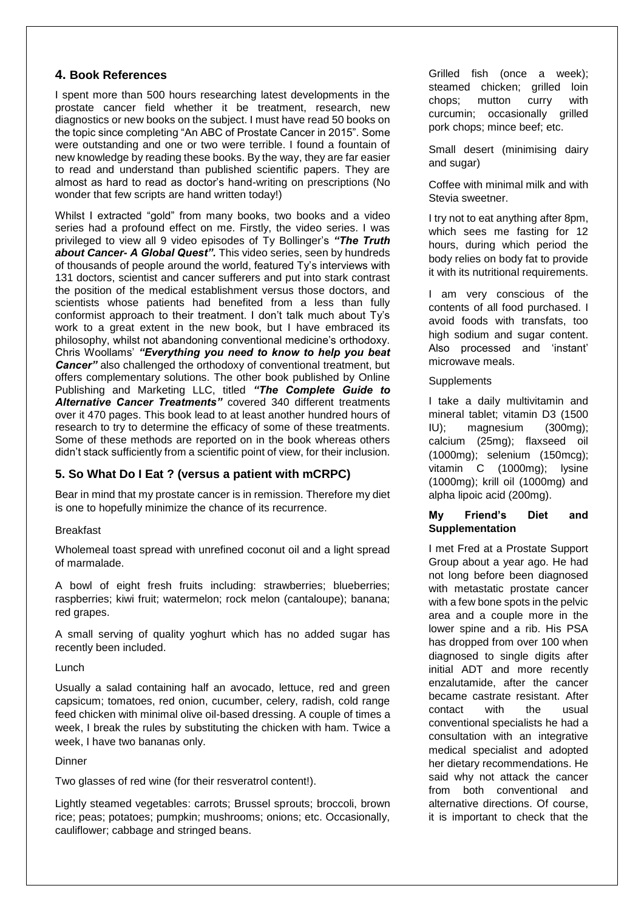## 4. Book References

I spent more than 500 hours researching latest developments in the prostate cancer field whether it be treatment, research, new diagnostics or new books on the subject. I must have read 50 books on the topic since completing "An ABC of Prostate Cancer in 2015". Some were outstanding and one or two were terrible. I found a fountain of new knowledge by reading these books. By the way, they are far easier to read and understand than published scientific papers. They are almost as hard to read as doctor's hand-writing on prescriptions (No wonder that few scripts are hand written today!)

Whilst I extracted "gold" from many books, two books and a video series had a profound effect on me. Firstly, the video series. I was privileged to view all 9 video episodes of Ty Bollinger's ***"The Truth about Cancer- A Global Quest".*** This video series, seen by hundreds of thousands of people around the world, featured Ty's interviews with 131 doctors, scientist and cancer sufferers and put into stark contrast the position of the medical establishment versus those doctors, and scientists whose patients had benefited from a less than fully conformist approach to their treatment. I don't talk much about Ty's work to a great extent in the new book, but I have embraced its philosophy, whilst not abandoning conventional medicine's orthodoxy. Chris Woollams' ***"Everything you need to know to help you beat Cancer"*** also challenged the orthodoxy of conventional treatment, but offers complementary solutions. The other book published by Online Publishing and Marketing LLC, titled ***"The Complete Guide to Alternative Cancer Treatments"*** covered 340 different treatments over it 470 pages. This book lead to at least another hundred hours of research to try to determine the efficacy of some of these treatments. Some of these methods are reported on in the book whereas others didn't stack sufficiently from a scientific point of view, for their inclusion.

## 5. So What Do I Eat ? (versus a patient with mCRPC)

Bear in mind that my prostate cancer is in remission. Therefore my diet is one to hopefully minimize the chance of its recurrence.

Breakfast

Wholemeal toast spread with unrefined coconut oil and a light spread of marmalade.

A bowl of eight fresh fruits including: strawberries; blueberries; raspberries; kiwi fruit; watermelon; rock melon (cantaloupe); banana; red grapes.

A small serving of quality yoghurt which has no added sugar has recently been included.

Lunch

Usually a salad containing half an avocado, lettuce, red and green capsicum; tomatoes, red onion, cucumber, celery, radish, cold range feed chicken with minimal olive oil-based dressing. A couple of times a week, I break the rules by substituting the chicken with ham. Twice a week, I have two bananas only.

Dinner

Two glasses of red wine (for their resveratrol content!).

Lightly steamed vegetables: carrots; Brussel sprouts; broccoli, brown rice; peas; potatoes; pumpkin; mushrooms; onions; etc. Occasionally, cauliflower; cabbage and stringed beans.

Grilled fish (once a week); steamed chicken; grilled loin chops; mutton curry with curcumin; occasionally grilled pork chops; mince beef; etc.

Small desert (minimising dairy and sugar)

Coffee with minimal milk and with Stevia sweetner.

I try not to eat anything after 8pm, which sees me fasting for 12 hours, during which period the body relies on body fat to provide it with its nutritional requirements.

I am very conscious of the contents of all food purchased. I avoid foods with transfats, too high sodium and sugar content. Also processed and 'instant' microwave meals.

Supplements

I take a daily multivitamin and mineral tablet; vitamin D3 (1500 IU); magnesium (300mg); calcium (25mg); flaxseed oil (1000mg); selenium (150mcg); vitamin C (1000mg); lysine (1000mg); krill oil (1000mg) and alpha lipoic acid (200mg).

**My Friend's Diet and Supplementation**

I met Fred at a Prostate Support Group about a year ago. He had not long before been diagnosed with metastatic prostate cancer with a few bone spots in the pelvic area and a couple more in the lower spine and a rib. His PSA has dropped from over 100 when diagnosed to single digits after initial ADT and more recently enzalutamide, after the cancer became castrate resistant. After contact with the usual conventional specialists he had a consultation with an integrative medical specialist and adopted her dietary recommendations. He said why not attack the cancer from both conventional and alternative directions. Of course, it is important to check that the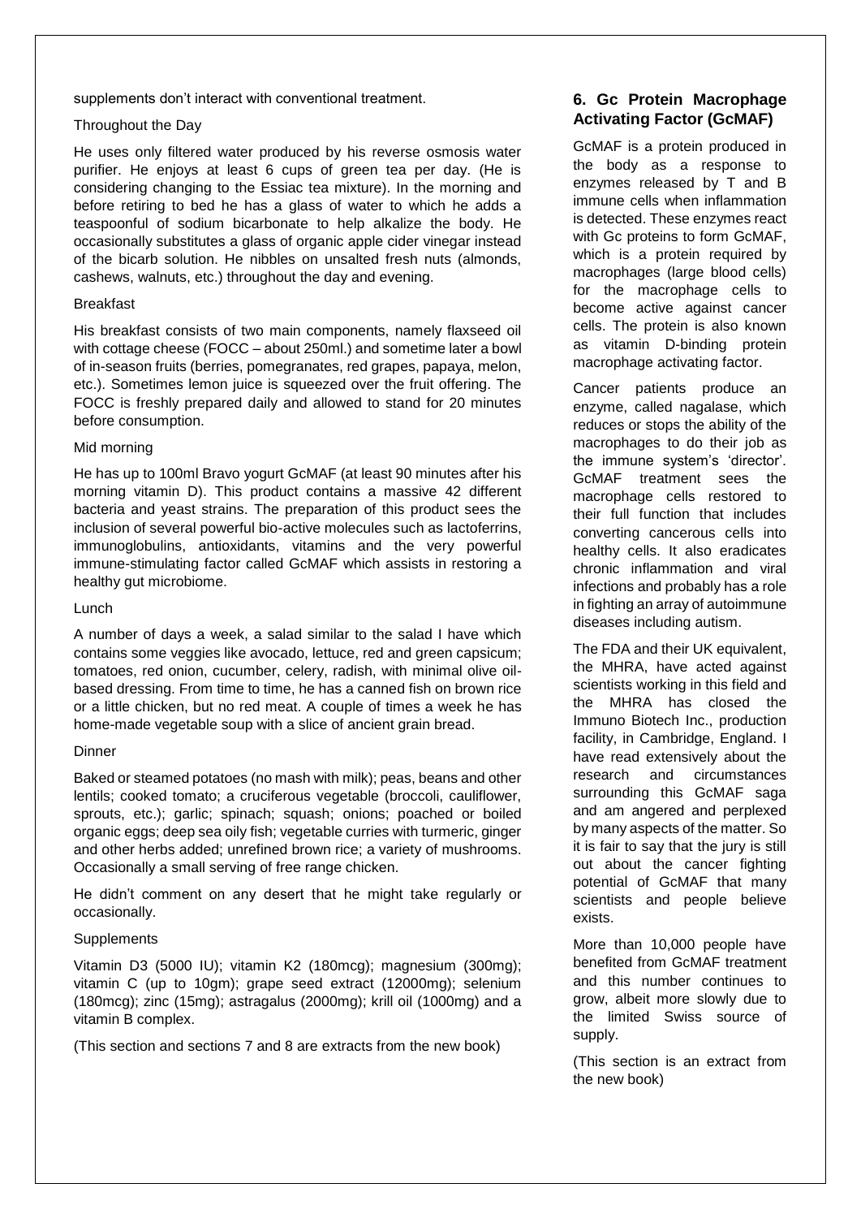supplements don't interact with conventional treatment.

Throughout the Day

He uses only filtered water produced by his reverse osmosis water purifier. He enjoys at least 6 cups of green tea per day. (He is considering changing to the Essiac tea mixture). In the morning and before retiring to bed he has a glass of water to which he adds a teaspoonful of sodium bicarbonate to help alkalize the body. He occasionally substitutes a glass of organic apple cider vinegar instead of the bicarb solution. He nibbles on unsalted fresh nuts (almonds, cashews, walnuts, etc.) throughout the day and evening.

Breakfast

His breakfast consists of two main components, namely flaxseed oil with cottage cheese (FOCC – about 250ml.) and sometime later a bowl of in-season fruits (berries, pomegranates, red grapes, papaya, melon, etc.). Sometimes lemon juice is squeezed over the fruit offering. The FOCC is freshly prepared daily and allowed to stand for 20 minutes before consumption.

Mid morning

He has up to 100ml Bravo yogurt GcMAF (at least 90 minutes after his morning vitamin D). This product contains a massive 42 different bacteria and yeast strains. The preparation of this product sees the inclusion of several powerful bio-active molecules such as lactoferrins, immunoglobulins, antioxidants, vitamins and the very powerful immune-stimulating factor called GcMAF which assists in restoring a healthy gut microbiome.

Lunch

A number of days a week, a salad similar to the salad I have which contains some veggies like avocado, lettuce, red and green capsicum; tomatoes, red onion, cucumber, celery, radish, with minimal olive oil-based dressing. From time to time, he has a canned fish on brown rice or a little chicken, but no red meat. A couple of times a week he has home-made vegetable soup with a slice of ancient grain bread.

Dinner

Baked or steamed potatoes (no mash with milk); peas, beans and other lentils; cooked tomato; a cruciferous vegetable (broccoli, cauliflower, sprouts, etc.); garlic; spinach; squash; onions; poached or boiled organic eggs; deep sea oily fish; vegetable curries with turmeric, ginger and other herbs added; unrefined brown rice; a variety of mushrooms. Occasionally a small serving of free range chicken.

He didn't comment on any desert that he might take regularly or occasionally.

Supplements

Vitamin D3 (5000 IU); vitamin K2 (180mcg); magnesium (300mg); vitamin C (up to 10gm); grape seed extract (12000mg); selenium (180mcg); zinc (15mg); astragalus (2000mg); krill oil (1000mg) and a vitamin B complex.

(This section and sections 7 and 8 are extracts from the new book)

## 6. Gc Protein Macrophage Activating Factor (GcMAF)

GcMAF is a protein produced in the body as a response to enzymes released by T and B immune cells when inflammation is detected. These enzymes react with Gc proteins to form GcMAF, which is a protein required by macrophages (large blood cells) for the macrophage cells to become active against cancer cells. The protein is also known as vitamin D-binding protein macrophage activating factor.

Cancer patients produce an enzyme, called nagalase, which reduces or stops the ability of the macrophages to do their job as the immune system's 'director'. GcMAF treatment sees the macrophage cells restored to their full function that includes converting cancerous cells into healthy cells. It also eradicates chronic inflammation and viral infections and probably has a role in fighting an array of autoimmune diseases including autism.

The FDA and their UK equivalent, the MHRA, have acted against scientists working in this field and the MHRA has closed the Immuno Biotech Inc., production facility, in Cambridge, England. I have read extensively about the research and circumstances surrounding this GcMAF saga and am angered and perplexed by many aspects of the matter. So it is fair to say that the jury is still out about the cancer fighting potential of GcMAF that many scientists and people believe exists.

More than 10,000 people have benefited from GcMAF treatment and this number continues to grow, albeit more slowly due to the limited Swiss source of supply.

(This section is an extract from the new book)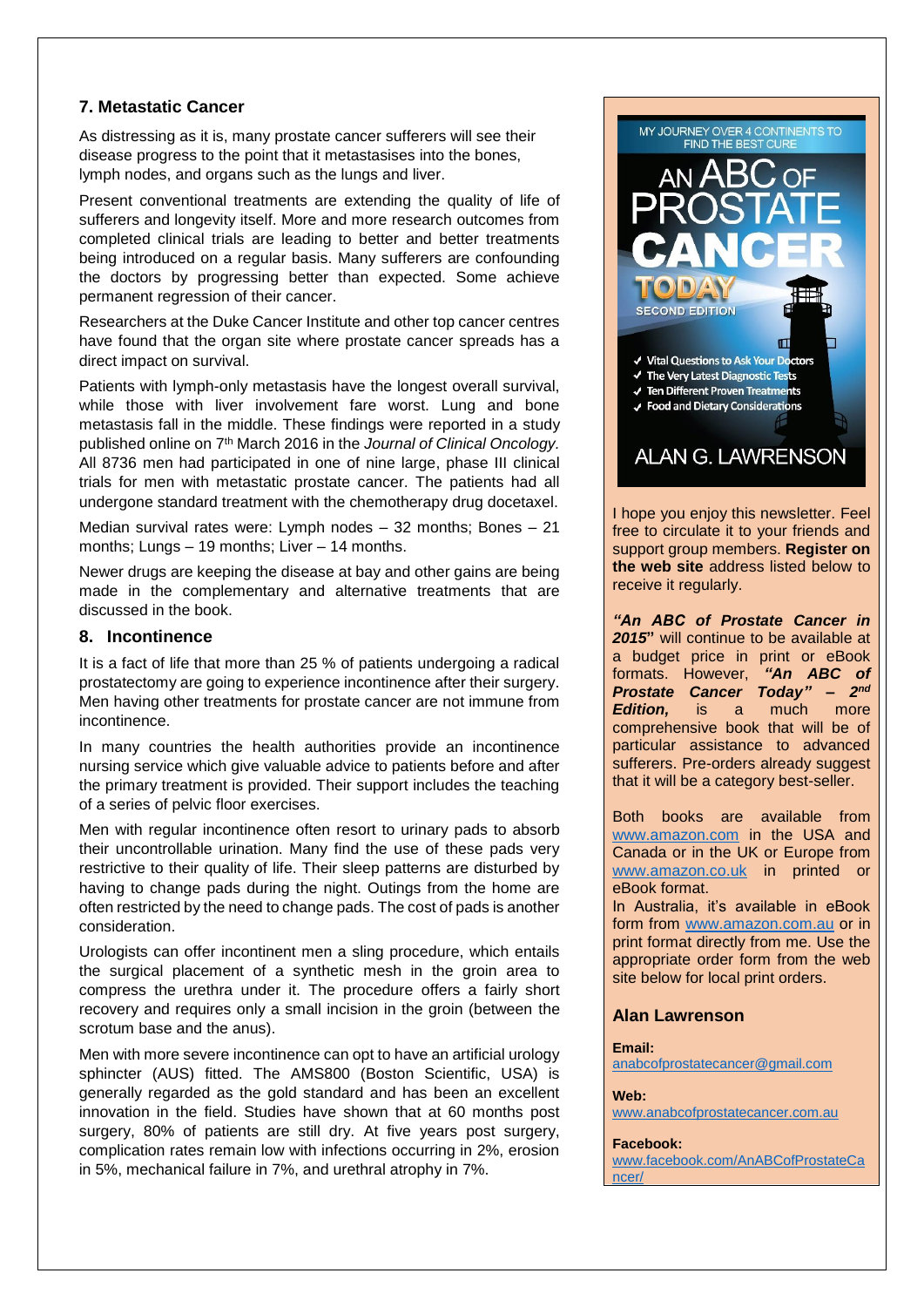## 7. Metastatic Cancer

As distressing as it is, many prostate cancer sufferers will see their disease progress to the point that it metastasises into the bones, lymph nodes, and organs such as the lungs and liver.

Present conventional treatments are extending the quality of life of sufferers and longevity itself. More and more research outcomes from completed clinical trials are leading to better and better treatments being introduced on a regular basis. Many sufferers are confounding the doctors by progressing better than expected. Some achieve permanent regression of their cancer.

Researchers at the Duke Cancer Institute and other top cancer centres have found that the organ site where prostate cancer spreads has a direct impact on survival.

Patients with lymph-only metastasis have the longest overall survival, while those with liver involvement fare worst. Lung and bone metastasis fall in the middle. These findings were reported in a study published online on 7th March 2016 in the *Journal of Clinical Oncology.* All 8736 men had participated in one of nine large, phase III clinical trials for men with metastatic prostate cancer. The patients had all undergone standard treatment with the chemotherapy drug docetaxel.

Median survival rates were: Lymph nodes – 32 months; Bones – 21 months; Lungs – 19 months; Liver – 14 months.

Newer drugs are keeping the disease at bay and other gains are being made in the complementary and alternative treatments that are discussed in the book.

## 8. Incontinence

It is a fact of life that more than 25 % of patients undergoing a radical prostatectomy are going to experience incontinence after their surgery. Men having other treatments for prostate cancer are not immune from incontinence.

In many countries the health authorities provide an incontinence nursing service which give valuable advice to patients before and after the primary treatment is provided. Their support includes the teaching of a series of pelvic floor exercises.

Men with regular incontinence often resort to urinary pads to absorb their uncontrollable urination. Many find the use of these pads very restrictive to their quality of life. Their sleep patterns are disturbed by having to change pads during the night. Outings from the home are often restricted by the need to change pads. The cost of pads is another consideration.

Urologists can offer incontinent men a sling procedure, which entails the surgical placement of a synthetic mesh in the groin area to compress the urethra under it. The procedure offers a fairly short recovery and requires only a small incision in the groin (between the scrotum base and the anus).

Men with more severe incontinence can opt to have an artificial urology sphincter (AUS) fitted. The AMS800 (Boston Scientific, USA) is generally regarded as the gold standard and has been an excellent innovation in the field. Studies have shown that at 60 months post surgery, 80% of patients are still dry. At five years post surgery, complication rates remain low with infections occurring in 2%, erosion in 5%, mechanical failure in 7%, and urethral atrophy in 7%.

MY JOURNEY OVER 4 CONTINENTS TO FIND THE BEST CURE

AN ABC OF PROSTATE CANCER TODAY

SECOND EDITION

- Vital Questions to Ask Your Doctors
- The Very Latest Diagnostic Tests
- Ten Different Proven Treatments
- Food and Dietary Considerations

ALAN G. LAWRENSON

I hope you enjoy this newsletter. Feel free to circulate it to your friends and support group members. **Register on the web site** address listed below to receive it regularly.

***"An ABC of Prostate Cancer in 2015"*** will continue to be available at a budget price in print or eBook formats. However, ***"An ABC of Prostate Cancer Today" – 2nd Edition,*** is a much more comprehensive book that will be of particular assistance to advanced sufferers. Pre-orders already suggest that it will be a category best-seller.

Both books are available from www.amazon.com in the USA and Canada or in the UK or Europe from www.amazon.co.uk in printed or eBook format.
In Australia, it's available in eBook form from www.amazon.com.au or in print format directly from me. Use the appropriate order form from the web site below for local print orders.

### Alan Lawrenson

**Email:**
anabcofprostatecancer@gmail.com

**Web:**
www.anabcofprostatecancer.com.au

**Facebook:**
www.facebook.com/AnABCofProstateCancer/